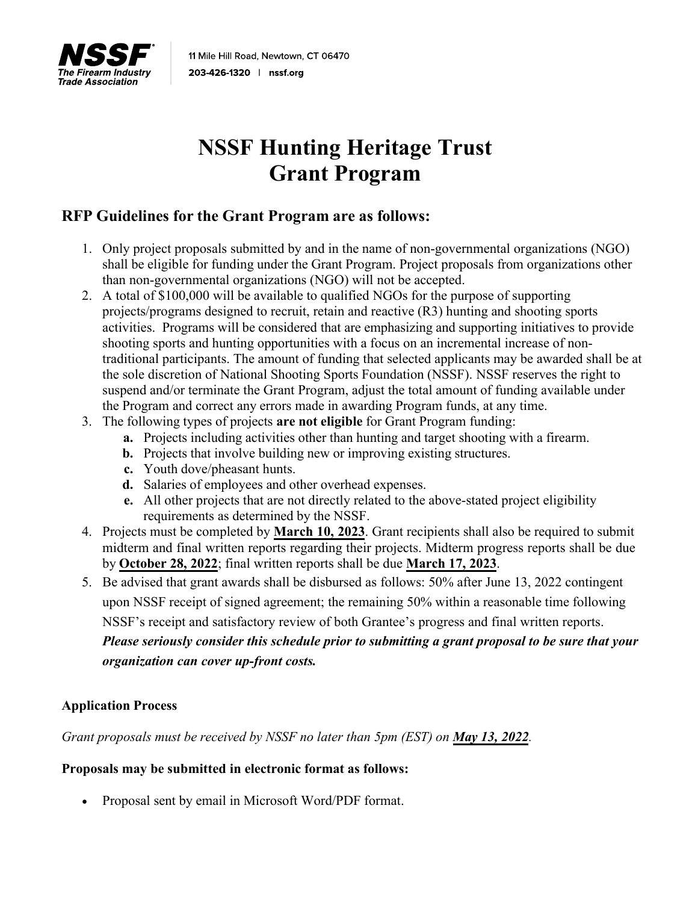NSSF®
The Firearm Industry Trade Association

11 Mile Hill Road, Newtown, CT 06470
203-426-1320 | nssf.org

# NSSF Hunting Heritage Trust Grant Program

## RFP Guidelines for the Grant Program are as follows:

1. Only project proposals submitted by and in the name of non-governmental organizations (NGO) shall be eligible for funding under the Grant Program. Project proposals from organizations other than non-governmental organizations (NGO) will not be accepted.
2. A total of $100,000 will be available to qualified NGOs for the purpose of supporting projects/programs designed to recruit, retain and reactive (R3) hunting and shooting sports activities. Programs will be considered that are emphasizing and supporting initiatives to provide shooting sports and hunting opportunities with a focus on an incremental increase of non-traditional participants. The amount of funding that selected applicants may be awarded shall be at the sole discretion of National Shooting Sports Foundation (NSSF). NSSF reserves the right to suspend and/or terminate the Grant Program, adjust the total amount of funding available under the Program and correct any errors made in awarding Program funds, at any time.
3. The following types of projects **are not eligible** for Grant Program funding:
   **a.** Projects including activities other than hunting and target shooting with a firearm.
   **b.** Projects that involve building new or improving existing structures.
   **c.** Youth dove/pheasant hunts.
   **d.** Salaries of employees and other overhead expenses.
   **e.** All other projects that are not directly related to the above-stated project eligibility requirements as determined by the NSSF.
4. Projects must be completed by **March 10, 2023**. Grant recipients shall also be required to submit midterm and final written reports regarding their projects. Midterm progress reports shall be due by **October 28, 2022**; final written reports shall be due **March 17, 2023**.
5. Be advised that grant awards shall be disbursed as follows: 50% after June 13, 2022 contingent upon NSSF receipt of signed agreement; the remaining 50% within a reasonable time following NSSF's receipt and satisfactory review of both Grantee's progress and final written reports. ***Please seriously consider this schedule prior to submitting a grant proposal to be sure that your organization can cover up-front costs.***

**Application Process**

*Grant proposals must be received by NSSF no later than 5pm (EST) on **May 13, 2022**.*

**Proposals may be submitted in electronic format as follows:**

- Proposal sent by email in Microsoft Word/PDF format.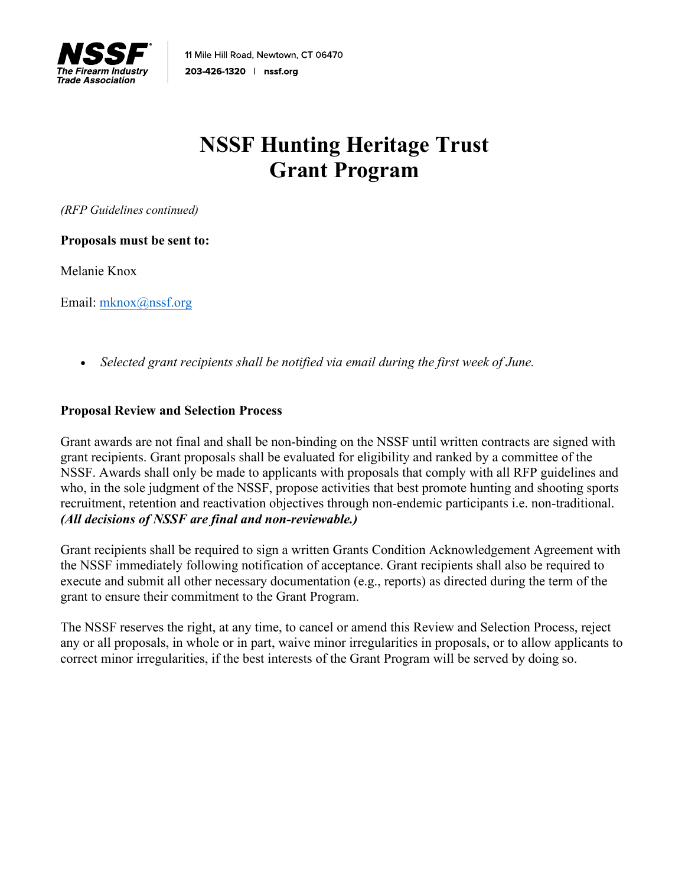# NSSF Hunting Heritage Trust Grant Program

*(RFP Guidelines continued)*

**Proposals must be sent to:**

Melanie Knox

Email: mknox@nssf.org

- *Selected grant recipients shall be notified via email during the first week of June.*

**Proposal Review and Selection Process**

Grant awards are not final and shall be non-binding on the NSSF until written contracts are signed with grant recipients. Grant proposals shall be evaluated for eligibility and ranked by a committee of the NSSF. Awards shall only be made to applicants with proposals that comply with all RFP guidelines and who, in the sole judgment of the NSSF, propose activities that best promote hunting and shooting sports recruitment, retention and reactivation objectives through non-endemic participants i.e. non-traditional. ***(All decisions of NSSF are final and non-reviewable.)***

Grant recipients shall be required to sign a written Grants Condition Acknowledgement Agreement with the NSSF immediately following notification of acceptance. Grant recipients shall also be required to execute and submit all other necessary documentation (e.g., reports) as directed during the term of the grant to ensure their commitment to the Grant Program.

The NSSF reserves the right, at any time, to cancel or amend this Review and Selection Process, reject any or all proposals, in whole or in part, waive minor irregularities in proposals, or to allow applicants to correct minor irregularities, if the best interests of the Grant Program will be served by doing so.